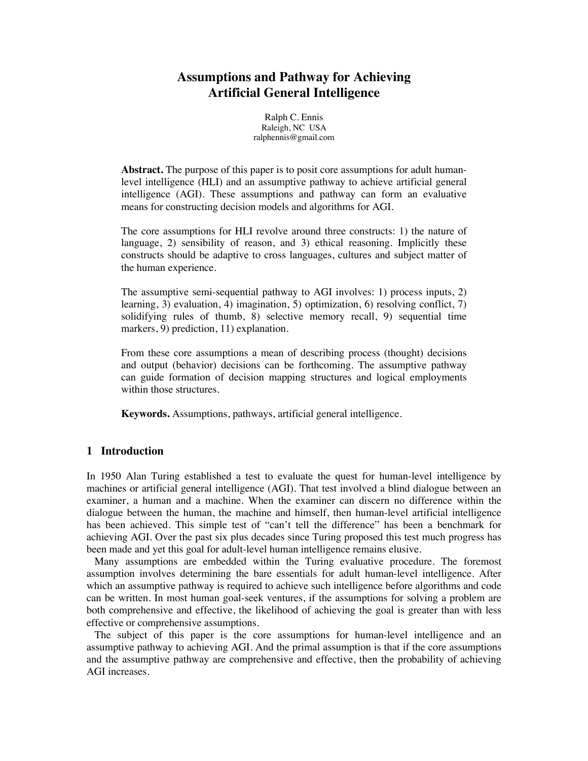# Assumptions and Pathway for Achieving Artificial General Intelligence

Ralph C. Ennis
Raleigh, NC USA
ralphennis@gmail.com

**Abstract.** The purpose of this paper is to posit core assumptions for adult human-level intelligence (HLI) and an assumptive pathway to achieve artificial general intelligence (AGI). These assumptions and pathway can form an evaluative means for constructing decision models and algorithms for AGI.

The core assumptions for HLI revolve around three constructs: 1) the nature of language, 2) sensibility of reason, and 3) ethical reasoning. Implicitly these constructs should be adaptive to cross languages, cultures and subject matter of the human experience.

The assumptive semi-sequential pathway to AGI involves: 1) process inputs, 2) learning, 3) evaluation, 4) imagination, 5) optimization, 6) resolving conflict, 7) solidifying rules of thumb, 8) selective memory recall, 9) sequential time markers, 9) prediction, 11) explanation.

From these core assumptions a mean of describing process (thought) decisions and output (behavior) decisions can be forthcoming. The assumptive pathway can guide formation of decision mapping structures and logical employments within those structures.

**Keywords.** Assumptions, pathways, artificial general intelligence.

## 1 Introduction

In 1950 Alan Turing established a test to evaluate the quest for human-level intelligence by machines or artificial general intelligence (AGI). That test involved a blind dialogue between an examiner, a human and a machine. When the examiner can discern no difference within the dialogue between the human, the machine and himself, then human-level artificial intelligence has been achieved. This simple test of "can't tell the difference" has been a benchmark for achieving AGI. Over the past six plus decades since Turing proposed this test much progress has been made and yet this goal for adult-level human intelligence remains elusive.

Many assumptions are embedded within the Turing evaluative procedure. The foremost assumption involves determining the bare essentials for adult human-level intelligence. After which an assumptive pathway is required to achieve such intelligence before algorithms and code can be written. In most human goal-seek ventures, if the assumptions for solving a problem are both comprehensive and effective, the likelihood of achieving the goal is greater than with less effective or comprehensive assumptions.

The subject of this paper is the core assumptions for human-level intelligence and an assumptive pathway to achieving AGI. And the primal assumption is that if the core assumptions and the assumptive pathway are comprehensive and effective, then the probability of achieving AGI increases.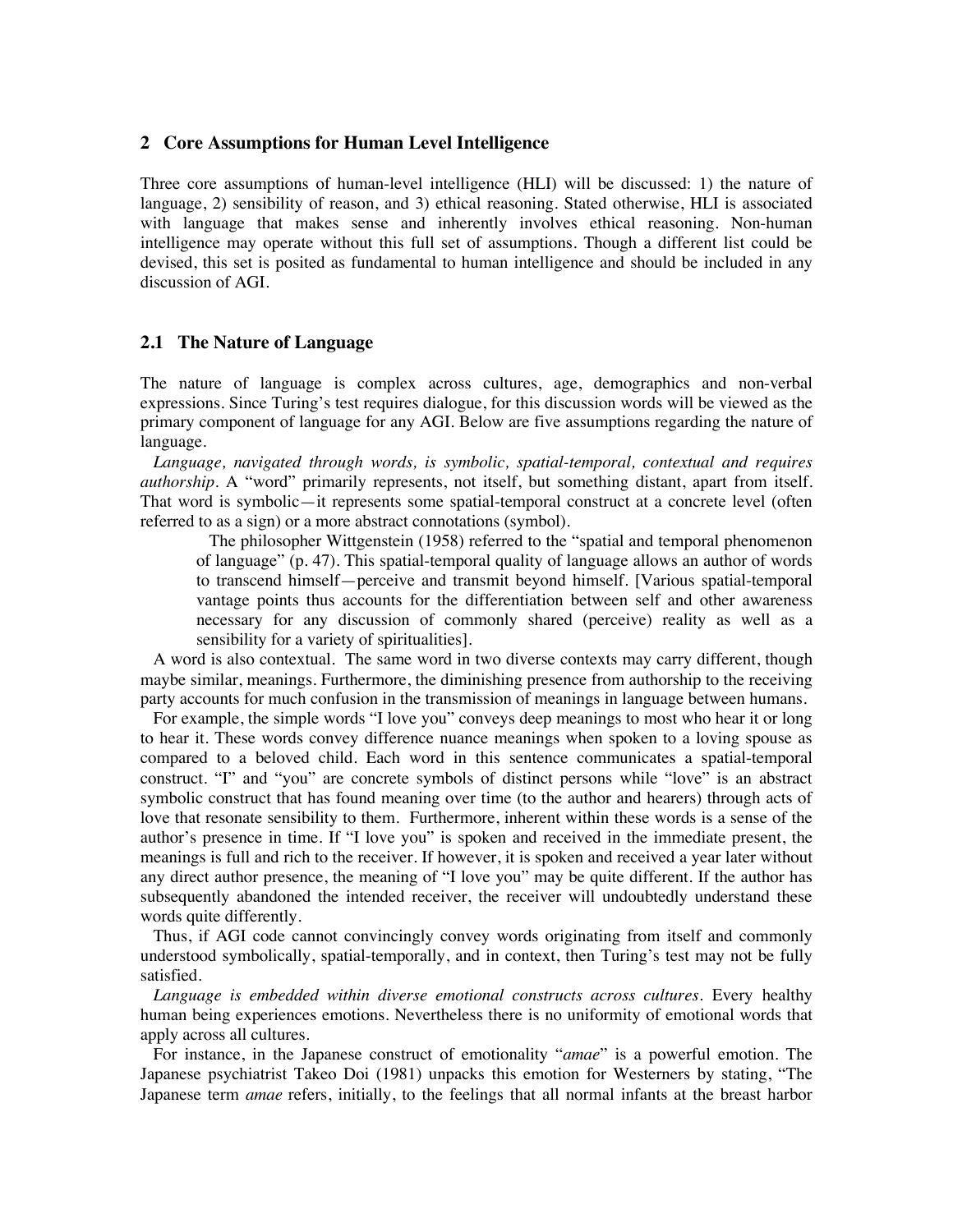## 2 Core Assumptions for Human Level Intelligence

Three core assumptions of human-level intelligence (HLI) will be discussed: 1) the nature of language, 2) sensibility of reason, and 3) ethical reasoning. Stated otherwise, HLI is associated with language that makes sense and inherently involves ethical reasoning. Non-human intelligence may operate without this full set of assumptions. Though a different list could be devised, this set is posited as fundamental to human intelligence and should be included in any discussion of AGI.

### 2.1 The Nature of Language

The nature of language is complex across cultures, age, demographics and non-verbal expressions. Since Turing's test requires dialogue, for this discussion words will be viewed as the primary component of language for any AGI. Below are five assumptions regarding the nature of language.

*Language, navigated through words, is symbolic, spatial-temporal, contextual and requires authorship*. A "word" primarily represents, not itself, but something distant, apart from itself. That word is symbolic—it represents some spatial-temporal construct at a concrete level (often referred to as a sign) or a more abstract connotations (symbol).

> The philosopher Wittgenstein (1958) referred to the "spatial and temporal phenomenon of language" (p. 47). This spatial-temporal quality of language allows an author of words to transcend himself—perceive and transmit beyond himself. [Various spatial-temporal vantage points thus accounts for the differentiation between self and other awareness necessary for any discussion of commonly shared (perceive) reality as well as a sensibility for a variety of spiritualities].

A word is also contextual. The same word in two diverse contexts may carry different, though maybe similar, meanings. Furthermore, the diminishing presence from authorship to the receiving party accounts for much confusion in the transmission of meanings in language between humans.

For example, the simple words "I love you" conveys deep meanings to most who hear it or long to hear it. These words convey difference nuance meanings when spoken to a loving spouse as compared to a beloved child. Each word in this sentence communicates a spatial-temporal construct. "I" and "you" are concrete symbols of distinct persons while "love" is an abstract symbolic construct that has found meaning over time (to the author and hearers) through acts of love that resonate sensibility to them. Furthermore, inherent within these words is a sense of the author's presence in time. If "I love you" is spoken and received in the immediate present, the meanings is full and rich to the receiver. If however, it is spoken and received a year later without any direct author presence, the meaning of "I love you" may be quite different. If the author has subsequently abandoned the intended receiver, the receiver will undoubtedly understand these words quite differently.

Thus, if AGI code cannot convincingly convey words originating from itself and commonly understood symbolically, spatial-temporally, and in context, then Turing's test may not be fully satisfied.

*Language is embedded within diverse emotional constructs across cultures*. Every healthy human being experiences emotions. Nevertheless there is no uniformity of emotional words that apply across all cultures.

For instance, in the Japanese construct of emotionality "*amae*" is a powerful emotion. The Japanese psychiatrist Takeo Doi (1981) unpacks this emotion for Westerners by stating, "The Japanese term *amae* refers, initially, to the feelings that all normal infants at the breast harbor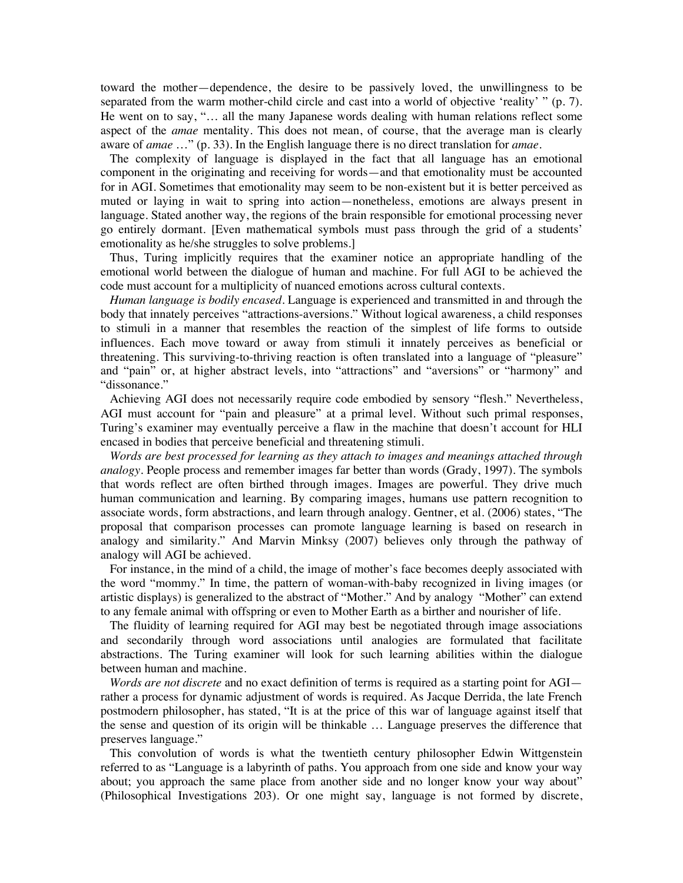toward the mother—dependence, the desire to be passively loved, the unwillingness to be separated from the warm mother-child circle and cast into a world of objective 'reality' " (p. 7). He went on to say, "… all the many Japanese words dealing with human relations reflect some aspect of the *amae* mentality. This does not mean, of course, that the average man is clearly aware of *amae* …" (p. 33). In the English language there is no direct translation for *amae*.

The complexity of language is displayed in the fact that all language has an emotional component in the originating and receiving for words—and that emotionality must be accounted for in AGI. Sometimes that emotionality may seem to be non-existent but it is better perceived as muted or laying in wait to spring into action—nonetheless, emotions are always present in language. Stated another way, the regions of the brain responsible for emotional processing never go entirely dormant. [Even mathematical symbols must pass through the grid of a students' emotionality as he/she struggles to solve problems.]

Thus, Turing implicitly requires that the examiner notice an appropriate handling of the emotional world between the dialogue of human and machine. For full AGI to be achieved the code must account for a multiplicity of nuanced emotions across cultural contexts.

*Human language is bodily encased*. Language is experienced and transmitted in and through the body that innately perceives "attractions-aversions." Without logical awareness, a child responses to stimuli in a manner that resembles the reaction of the simplest of life forms to outside influences. Each move toward or away from stimuli it innately perceives as beneficial or threatening. This surviving-to-thriving reaction is often translated into a language of "pleasure" and "pain" or, at higher abstract levels, into "attractions" and "aversions" or "harmony" and "dissonance."

Achieving AGI does not necessarily require code embodied by sensory "flesh." Nevertheless, AGI must account for "pain and pleasure" at a primal level. Without such primal responses, Turing's examiner may eventually perceive a flaw in the machine that doesn't account for HLI encased in bodies that perceive beneficial and threatening stimuli.

*Words are best processed for learning as they attach to images and meanings attached through analogy*. People process and remember images far better than words (Grady, 1997). The symbols that words reflect are often birthed through images. Images are powerful. They drive much human communication and learning. By comparing images, humans use pattern recognition to associate words, form abstractions, and learn through analogy. Gentner, et al. (2006) states, "The proposal that comparison processes can promote language learning is based on research in analogy and similarity." And Marvin Minksy (2007) believes only through the pathway of analogy will AGI be achieved.

For instance, in the mind of a child, the image of mother's face becomes deeply associated with the word "mommy." In time, the pattern of woman-with-baby recognized in living images (or artistic displays) is generalized to the abstract of "Mother." And by analogy "Mother" can extend to any female animal with offspring or even to Mother Earth as a birther and nourisher of life.

The fluidity of learning required for AGI may best be negotiated through image associations and secondarily through word associations until analogies are formulated that facilitate abstractions. The Turing examiner will look for such learning abilities within the dialogue between human and machine.

*Words are not discrete* and no exact definition of terms is required as a starting point for AGI—rather a process for dynamic adjustment of words is required. As Jacque Derrida, the late French postmodern philosopher, has stated, "It is at the price of this war of language against itself that the sense and question of its origin will be thinkable … Language preserves the difference that preserves language."

This convolution of words is what the twentieth century philosopher Edwin Wittgenstein referred to as "Language is a labyrinth of paths. You approach from one side and know your way about; you approach the same place from another side and no longer know your way about" (Philosophical Investigations 203). Or one might say, language is not formed by discrete,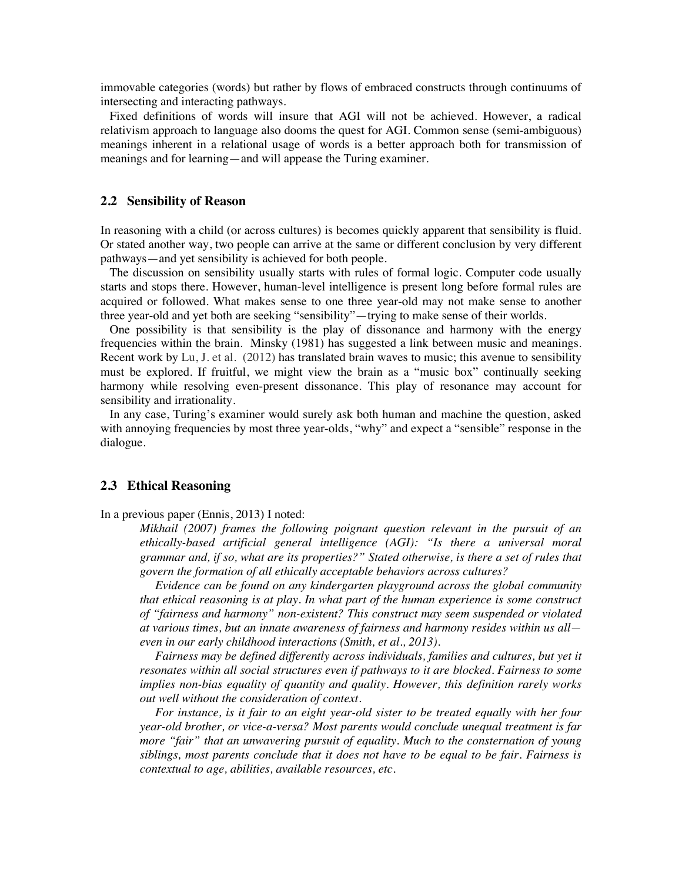immovable categories (words) but rather by flows of embraced constructs through continuums of intersecting and interacting pathways.

Fixed definitions of words will insure that AGI will not be achieved. However, a radical relativism approach to language also dooms the quest for AGI. Common sense (semi-ambiguous) meanings inherent in a relational usage of words is a better approach both for transmission of meanings and for learning—and will appease the Turing examiner.

## 2.2 Sensibility of Reason

In reasoning with a child (or across cultures) is becomes quickly apparent that sensibility is fluid. Or stated another way, two people can arrive at the same or different conclusion by very different pathways—and yet sensibility is achieved for both people.

The discussion on sensibility usually starts with rules of formal logic. Computer code usually starts and stops there. However, human-level intelligence is present long before formal rules are acquired or followed. What makes sense to one three year-old may not make sense to another three year-old and yet both are seeking "sensibility"—trying to make sense of their worlds.

One possibility is that sensibility is the play of dissonance and harmony with the energy frequencies within the brain. Minsky (1981) has suggested a link between music and meanings. Recent work by Lu, J. et al. (2012) has translated brain waves to music; this avenue to sensibility must be explored. If fruitful, we might view the brain as a "music box" continually seeking harmony while resolving even-present dissonance. This play of resonance may account for sensibility and irrationality.

In any case, Turing's examiner would surely ask both human and machine the question, asked with annoying frequencies by most three year-olds, "why" and expect a "sensible" response in the dialogue.

## 2.3 Ethical Reasoning

In a previous paper (Ennis, 2013) I noted:

> *Mikhail (2007) frames the following poignant question relevant in the pursuit of an ethically-based artificial general intelligence (AGI): "Is there a universal moral grammar and, if so, what are its properties?" Stated otherwise, is there a set of rules that govern the formation of all ethically acceptable behaviors across cultures?*
>
> *Evidence can be found on any kindergarten playground across the global community that ethical reasoning is at play. In what part of the human experience is some construct of "fairness and harmony" non-existent? This construct may seem suspended or violated at various times, but an innate awareness of fairness and harmony resides within us all—even in our early childhood interactions (Smith, et al., 2013).*
>
> *Fairness may be defined differently across individuals, families and cultures, but yet it resonates within all social structures even if pathways to it are blocked. Fairness to some implies non-bias equality of quantity and quality. However, this definition rarely works out well without the consideration of context.*
>
> *For instance, is it fair to an eight year-old sister to be treated equally with her four year-old brother, or vice-a-versa? Most parents would conclude unequal treatment is far more "fair" that an unwavering pursuit of equality. Much to the consternation of young siblings, most parents conclude that it does not have to be equal to be fair. Fairness is contextual to age, abilities, available resources, etc.*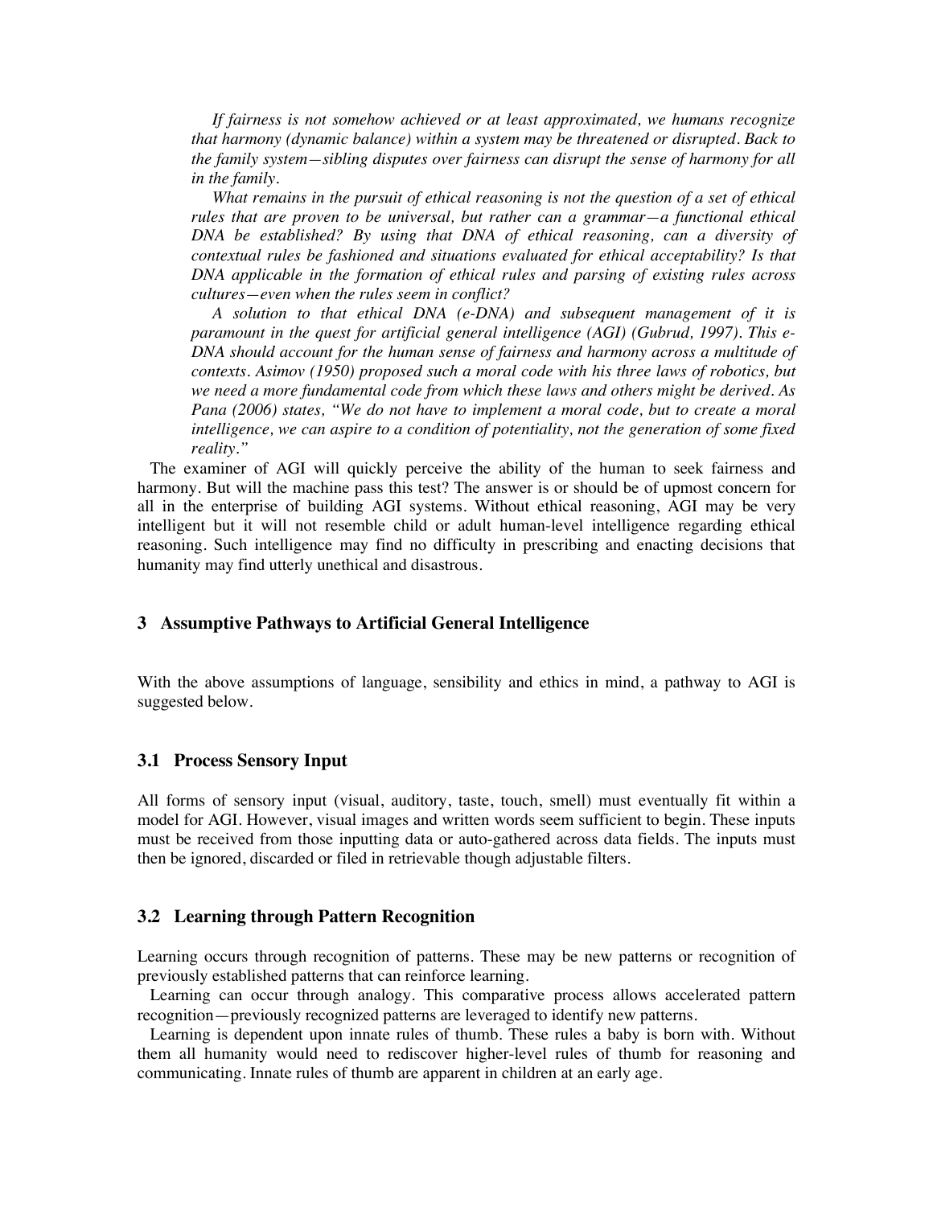*If fairness is not somehow achieved or at least approximated, we humans recognize that harmony (dynamic balance) within a system may be threatened or disrupted. Back to the family system—sibling disputes over fairness can disrupt the sense of harmony for all in the family.*

*What remains in the pursuit of ethical reasoning is not the question of a set of ethical rules that are proven to be universal, but rather can a grammar—a functional ethical DNA be established? By using that DNA of ethical reasoning, can a diversity of contextual rules be fashioned and situations evaluated for ethical acceptability? Is that DNA applicable in the formation of ethical rules and parsing of existing rules across cultures—even when the rules seem in conflict?*

*A solution to that ethical DNA (e-DNA) and subsequent management of it is paramount in the quest for artificial general intelligence (AGI) (Gubrud, 1997). This e-DNA should account for the human sense of fairness and harmony across a multitude of contexts. Asimov (1950) proposed such a moral code with his three laws of robotics, but we need a more fundamental code from which these laws and others might be derived. As Pana (2006) states, "We do not have to implement a moral code, but to create a moral intelligence, we can aspire to a condition of potentiality, not the generation of some fixed reality."*

The examiner of AGI will quickly perceive the ability of the human to seek fairness and harmony. But will the machine pass this test? The answer is or should be of upmost concern for all in the enterprise of building AGI systems. Without ethical reasoning, AGI may be very intelligent but it will not resemble child or adult human-level intelligence regarding ethical reasoning. Such intelligence may find no difficulty in prescribing and enacting decisions that humanity may find utterly unethical and disastrous.

## 3 Assumptive Pathways to Artificial General Intelligence

With the above assumptions of language, sensibility and ethics in mind, a pathway to AGI is suggested below.

### 3.1 Process Sensory Input

All forms of sensory input (visual, auditory, taste, touch, smell) must eventually fit within a model for AGI. However, visual images and written words seem sufficient to begin. These inputs must be received from those inputting data or auto-gathered across data fields. The inputs must then be ignored, discarded or filed in retrievable though adjustable filters.

### 3.2 Learning through Pattern Recognition

Learning occurs through recognition of patterns. These may be new patterns or recognition of previously established patterns that can reinforce learning.

Learning can occur through analogy. This comparative process allows accelerated pattern recognition—previously recognized patterns are leveraged to identify new patterns.

Learning is dependent upon innate rules of thumb. These rules a baby is born with. Without them all humanity would need to rediscover higher-level rules of thumb for reasoning and communicating. Innate rules of thumb are apparent in children at an early age.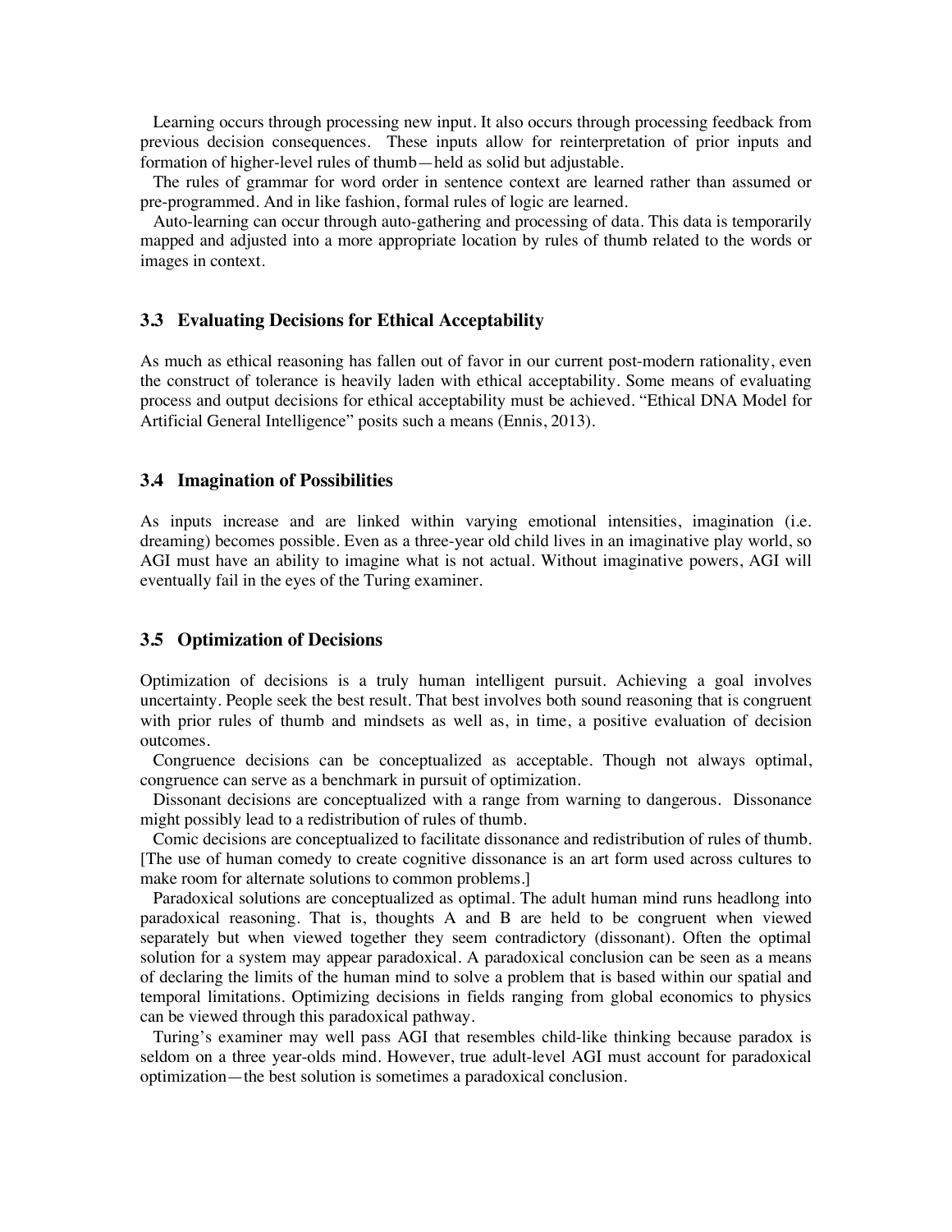Learning occurs through processing new input. It also occurs through processing feedback from previous decision consequences. These inputs allow for reinterpretation of prior inputs and formation of higher-level rules of thumb—held as solid but adjustable.

The rules of grammar for word order in sentence context are learned rather than assumed or pre-programmed. And in like fashion, formal rules of logic are learned.

Auto-learning can occur through auto-gathering and processing of data. This data is temporarily mapped and adjusted into a more appropriate location by rules of thumb related to the words or images in context.

### 3.3 Evaluating Decisions for Ethical Acceptability

As much as ethical reasoning has fallen out of favor in our current post-modern rationality, even the construct of tolerance is heavily laden with ethical acceptability. Some means of evaluating process and output decisions for ethical acceptability must be achieved. "Ethical DNA Model for Artificial General Intelligence" posits such a means (Ennis, 2013).

### 3.4 Imagination of Possibilities

As inputs increase and are linked within varying emotional intensities, imagination (i.e. dreaming) becomes possible. Even as a three-year old child lives in an imaginative play world, so AGI must have an ability to imagine what is not actual. Without imaginative powers, AGI will eventually fail in the eyes of the Turing examiner.

### 3.5 Optimization of Decisions

Optimization of decisions is a truly human intelligent pursuit. Achieving a goal involves uncertainty. People seek the best result. That best involves both sound reasoning that is congruent with prior rules of thumb and mindsets as well as, in time, a positive evaluation of decision outcomes.

Congruence decisions can be conceptualized as acceptable. Though not always optimal, congruence can serve as a benchmark in pursuit of optimization.

Dissonant decisions are conceptualized with a range from warning to dangerous. Dissonance might possibly lead to a redistribution of rules of thumb.

Comic decisions are conceptualized to facilitate dissonance and redistribution of rules of thumb. [The use of human comedy to create cognitive dissonance is an art form used across cultures to make room for alternate solutions to common problems.]

Paradoxical solutions are conceptualized as optimal. The adult human mind runs headlong into paradoxical reasoning. That is, thoughts A and B are held to be congruent when viewed separately but when viewed together they seem contradictory (dissonant). Often the optimal solution for a system may appear paradoxical. A paradoxical conclusion can be seen as a means of declaring the limits of the human mind to solve a problem that is based within our spatial and temporal limitations. Optimizing decisions in fields ranging from global economics to physics can be viewed through this paradoxical pathway.

Turing's examiner may well pass AGI that resembles child-like thinking because paradox is seldom on a three year-olds mind. However, true adult-level AGI must account for paradoxical optimization—the best solution is sometimes a paradoxical conclusion.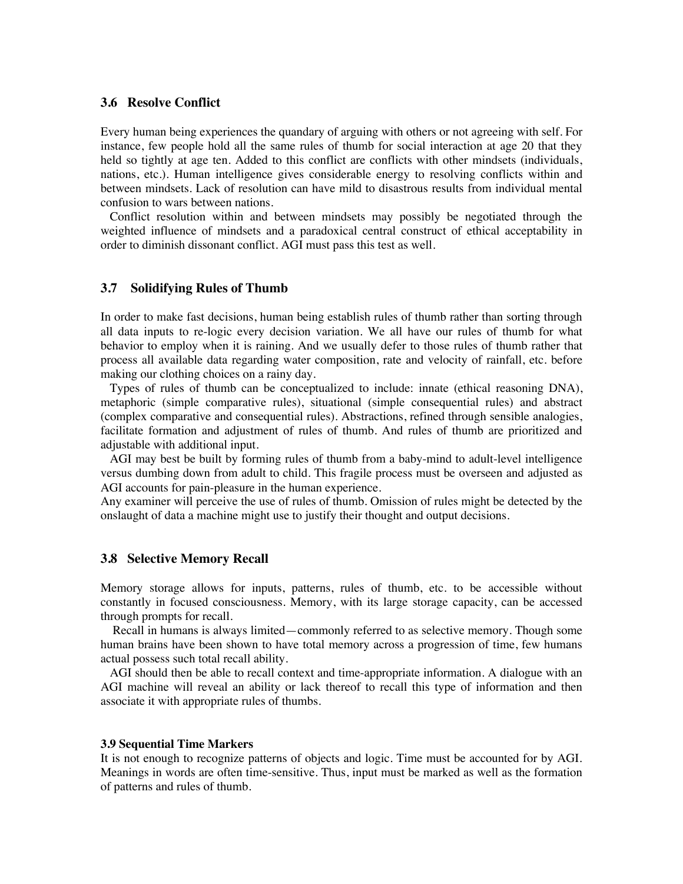### 3.6 Resolve Conflict

Every human being experiences the quandary of arguing with others or not agreeing with self. For instance, few people hold all the same rules of thumb for social interaction at age 20 that they held so tightly at age ten. Added to this conflict are conflicts with other mindsets (individuals, nations, etc.). Human intelligence gives considerable energy to resolving conflicts within and between mindsets. Lack of resolution can have mild to disastrous results from individual mental confusion to wars between nations.

Conflict resolution within and between mindsets may possibly be negotiated through the weighted influence of mindsets and a paradoxical central construct of ethical acceptability in order to diminish dissonant conflict. AGI must pass this test as well.

### 3.7 Solidifying Rules of Thumb

In order to make fast decisions, human being establish rules of thumb rather than sorting through all data inputs to re-logic every decision variation. We all have our rules of thumb for what behavior to employ when it is raining. And we usually defer to those rules of thumb rather that process all available data regarding water composition, rate and velocity of rainfall, etc. before making our clothing choices on a rainy day.

Types of rules of thumb can be conceptualized to include: innate (ethical reasoning DNA), metaphoric (simple comparative rules), situational (simple consequential rules) and abstract (complex comparative and consequential rules). Abstractions, refined through sensible analogies, facilitate formation and adjustment of rules of thumb. And rules of thumb are prioritized and adjustable with additional input.

AGI may best be built by forming rules of thumb from a baby-mind to adult-level intelligence versus dumbing down from adult to child. This fragile process must be overseen and adjusted as AGI accounts for pain-pleasure in the human experience.

Any examiner will perceive the use of rules of thumb. Omission of rules might be detected by the onslaught of data a machine might use to justify their thought and output decisions.

### 3.8 Selective Memory Recall

Memory storage allows for inputs, patterns, rules of thumb, etc. to be accessible without constantly in focused consciousness. Memory, with its large storage capacity, can be accessed through prompts for recall.

Recall in humans is always limited—commonly referred to as selective memory. Though some human brains have been shown to have total memory across a progression of time, few humans actual possess such total recall ability.

AGI should then be able to recall context and time-appropriate information. A dialogue with an AGI machine will reveal an ability or lack thereof to recall this type of information and then associate it with appropriate rules of thumbs.

### 3.9 Sequential Time Markers

It is not enough to recognize patterns of objects and logic. Time must be accounted for by AGI. Meanings in words are often time-sensitive. Thus, input must be marked as well as the formation of patterns and rules of thumb.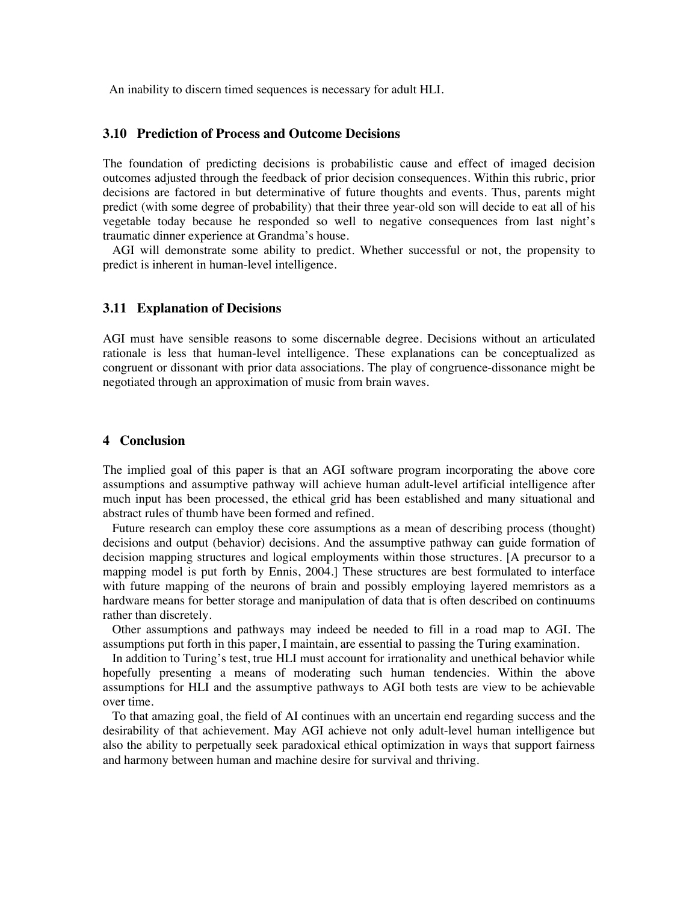An inability to discern timed sequences is necessary for adult HLI.

### 3.10 Prediction of Process and Outcome Decisions

The foundation of predicting decisions is probabilistic cause and effect of imaged decision outcomes adjusted through the feedback of prior decision consequences. Within this rubric, prior decisions are factored in but determinative of future thoughts and events. Thus, parents might predict (with some degree of probability) that their three year-old son will decide to eat all of his vegetable today because he responded so well to negative consequences from last night's traumatic dinner experience at Grandma's house.

AGI will demonstrate some ability to predict. Whether successful or not, the propensity to predict is inherent in human-level intelligence.

### 3.11 Explanation of Decisions

AGI must have sensible reasons to some discernable degree. Decisions without an articulated rationale is less that human-level intelligence. These explanations can be conceptualized as congruent or dissonant with prior data associations. The play of congruence-dissonance might be negotiated through an approximation of music from brain waves.

## 4 Conclusion

The implied goal of this paper is that an AGI software program incorporating the above core assumptions and assumptive pathway will achieve human adult-level artificial intelligence after much input has been processed, the ethical grid has been established and many situational and abstract rules of thumb have been formed and refined.

Future research can employ these core assumptions as a mean of describing process (thought) decisions and output (behavior) decisions. And the assumptive pathway can guide formation of decision mapping structures and logical employments within those structures. [A precursor to a mapping model is put forth by Ennis, 2004.] These structures are best formulated to interface with future mapping of the neurons of brain and possibly employing layered memristors as a hardware means for better storage and manipulation of data that is often described on continuums rather than discretely.

Other assumptions and pathways may indeed be needed to fill in a road map to AGI. The assumptions put forth in this paper, I maintain, are essential to passing the Turing examination.

In addition to Turing's test, true HLI must account for irrationality and unethical behavior while hopefully presenting a means of moderating such human tendencies. Within the above assumptions for HLI and the assumptive pathways to AGI both tests are view to be achievable over time.

To that amazing goal, the field of AI continues with an uncertain end regarding success and the desirability of that achievement. May AGI achieve not only adult-level human intelligence but also the ability to perpetually seek paradoxical ethical optimization in ways that support fairness and harmony between human and machine desire for survival and thriving.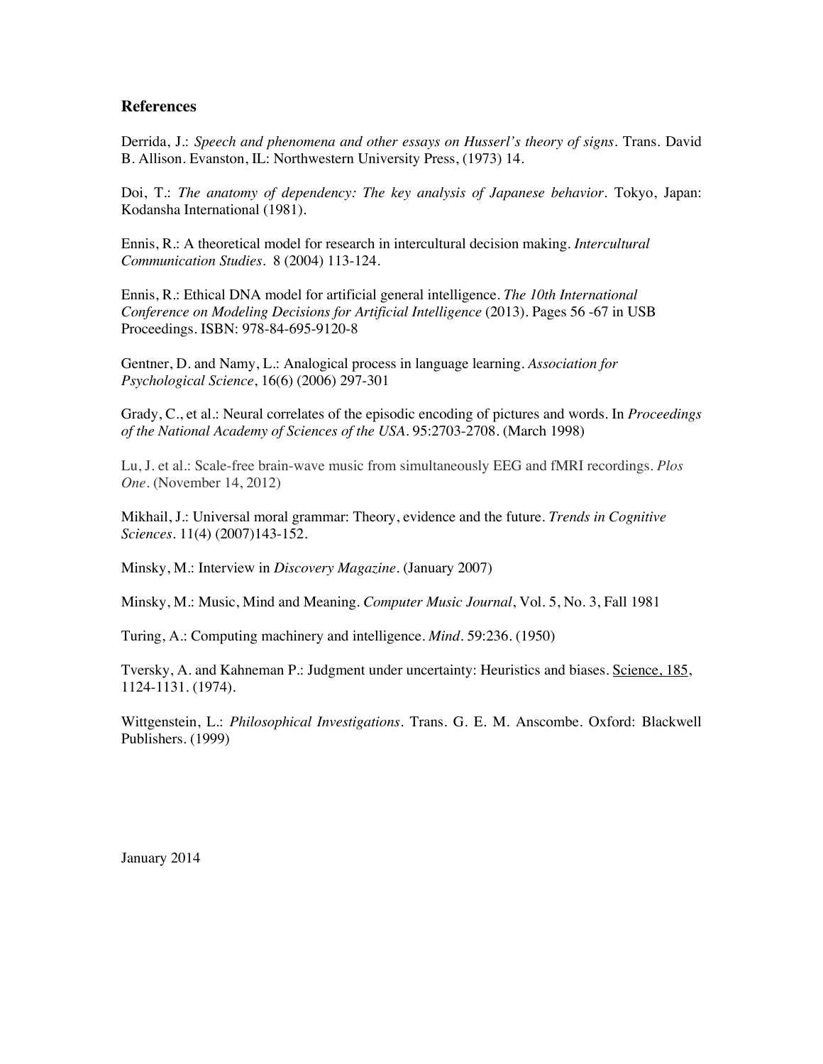## References

Derrida, J.: *Speech and phenomena and other essays on Husserl's theory of signs*. Trans. David B. Allison. Evanston, IL: Northwestern University Press, (1973) 14.

Doi, T.: *The anatomy of dependency: The key analysis of Japanese behavior*. Tokyo, Japan: Kodansha International (1981).

Ennis, R.: A theoretical model for research in intercultural decision making. *Intercultural Communication Studies*. 8 (2004) 113-124.

Ennis, R.: Ethical DNA model for artificial general intelligence. *The 10th International Conference on Modeling Decisions for Artificial Intelligence* (2013). Pages 56 -67 in USB Proceedings. ISBN: 978-84-695-9120-8

Gentner, D. and Namy, L.: Analogical process in language learning. *Association for Psychological Science*, 16(6) (2006) 297-301

Grady, C., et al.: Neural correlates of the episodic encoding of pictures and words. In *Proceedings of the National Academy of Sciences of the USA*. 95:2703-2708. (March 1998)

Lu, J. et al.: Scale-free brain-wave music from simultaneously EEG and fMRI recordings. *Plos One*. (November 14, 2012)

Mikhail, J.: Universal moral grammar: Theory, evidence and the future. *Trends in Cognitive Sciences*. 11(4) (2007)143-152.

Minsky, M.: Interview in *Discovery Magazine*. (January 2007)

Minsky, M.: Music, Mind and Meaning. *Computer Music Journal*, Vol. 5, No. 3, Fall 1981

Turing, A.: Computing machinery and intelligence. *Mind*. 59:236. (1950)

Tversky, A. and Kahneman P.: Judgment under uncertainty: Heuristics and biases. Science, 185, 1124-1131. (1974).

Wittgenstein, L.: *Philosophical Investigations*. Trans. G. E. M. Anscombe. Oxford: Blackwell Publishers. (1999)

January 2014